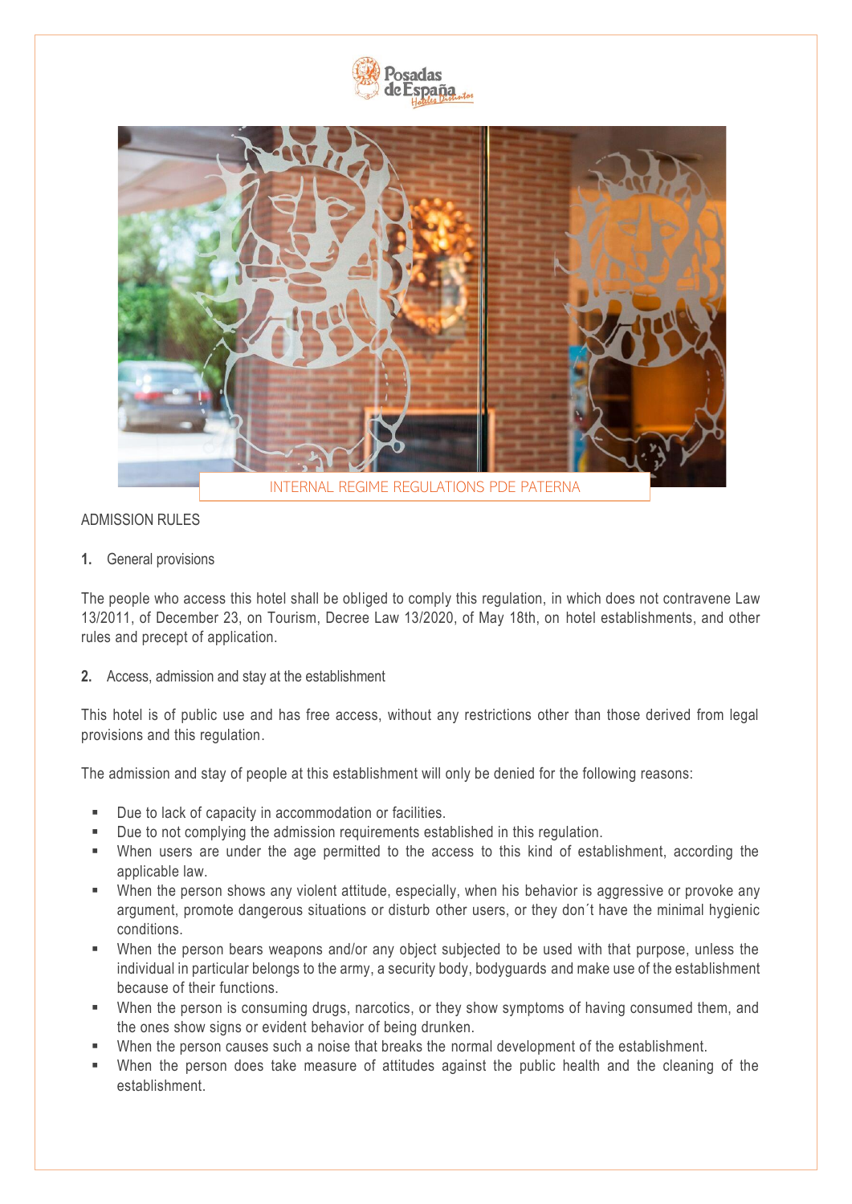# INTERNAL REGIME REGULATIONS PDE PATERNA

## ADMISSION RULES

**1.** General provisions

The people who access this hotel shall be obliged to comply this regulation, in which does not contravene Law 13/2011, of December 23, on Tourism, Decree Law 13/2020, of May 18th, on hotel establishments, and other rules and precept of application.

**2.** Access, admission and stay at the establishment

This hotel is of public use and has free access, without any restrictions other than those derived from legal provisions and this regulation.

The admission and stay of people at this establishment will only be denied for the following reasons:

- Due to lack of capacity in accommodation or facilities.
- Due to not complying the admission requirements established in this regulation.
- When users are under the age permitted to the access to this kind of establishment, according the applicable law.
- When the person shows any violent attitude, especially, when his behavior is aggressive or provoke any argument, promote dangerous situations or disturb other users, or they don´t have the minimal hygienic conditions.
- When the person bears weapons and/or any object subjected to be used with that purpose, unless the individual in particular belongs to the army, a security body, bodyguards and make use of the establishment because of their functions.
- When the person is consuming drugs, narcotics, or they show symptoms of having consumed them, and the ones show signs or evident behavior of being drunken.
- When the person causes such a noise that breaks the normal development of the establishment.
- When the person does take measure of attitudes against the public health and the cleaning of the establishment.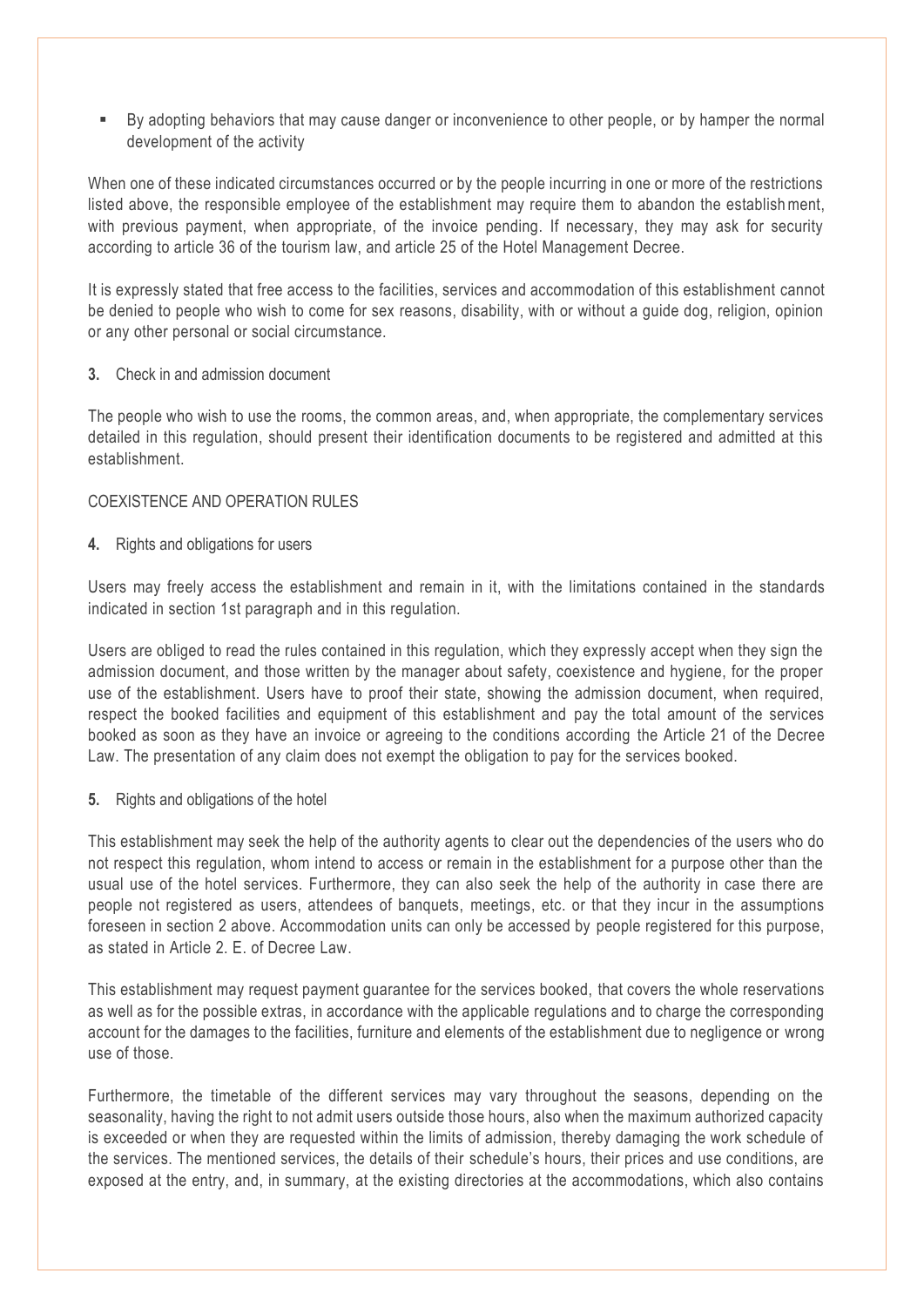- By adopting behaviors that may cause danger or inconvenience to other people, or by hamper the normal development of the activity

When one of these indicated circumstances occurred or by the people incurring in one or more of the restrictions listed above, the responsible employee of the establishment may require them to abandon the establishment, with previous payment, when appropriate, of the invoice pending. If necessary, they may ask for security according to article 36 of the tourism law, and article 25 of the Hotel Management Decree.

It is expressly stated that free access to the facilities, services and accommodation of this establishment cannot be denied to people who wish to come for sex reasons, disability, with or without a guide dog, religion, opinion or any other personal or social circumstance.

**3.** Check in and admission document

The people who wish to use the rooms, the common areas, and, when appropriate, the complementary services detailed in this regulation, should present their identification documents to be registered and admitted at this establishment.

COEXISTENCE AND OPERATION RULES

**4.** Rights and obligations for users

Users may freely access the establishment and remain in it, with the limitations contained in the standards indicated in section 1st paragraph and in this regulation.

Users are obliged to read the rules contained in this regulation, which they expressly accept when they sign the admission document, and those written by the manager about safety, coexistence and hygiene, for the proper use of the establishment. Users have to proof their state, showing the admission document, when required, respect the booked facilities and equipment of this establishment and pay the total amount of the services booked as soon as they have an invoice or agreeing to the conditions according the Article 21 of the Decree Law. The presentation of any claim does not exempt the obligation to pay for the services booked.

**5.** Rights and obligations of the hotel

This establishment may seek the help of the authority agents to clear out the dependencies of the users who do not respect this regulation, whom intend to access or remain in the establishment for a purpose other than the usual use of the hotel services. Furthermore, they can also seek the help of the authority in case there are people not registered as users, attendees of banquets, meetings, etc. or that they incur in the assumptions foreseen in section 2 above. Accommodation units can only be accessed by people registered for this purpose, as stated in Article 2. E. of Decree Law.

This establishment may request payment guarantee for the services booked, that covers the whole reservations as well as for the possible extras, in accordance with the applicable regulations and to charge the corresponding account for the damages to the facilities, furniture and elements of the establishment due to negligence or wrong use of those.

Furthermore, the timetable of the different services may vary throughout the seasons, depending on the seasonality, having the right to not admit users outside those hours, also when the maximum authorized capacity is exceeded or when they are requested within the limits of admission, thereby damaging the work schedule of the services. The mentioned services, the details of their schedule's hours, their prices and use conditions, are exposed at the entry, and, in summary, at the existing directories at the accommodations, which also contains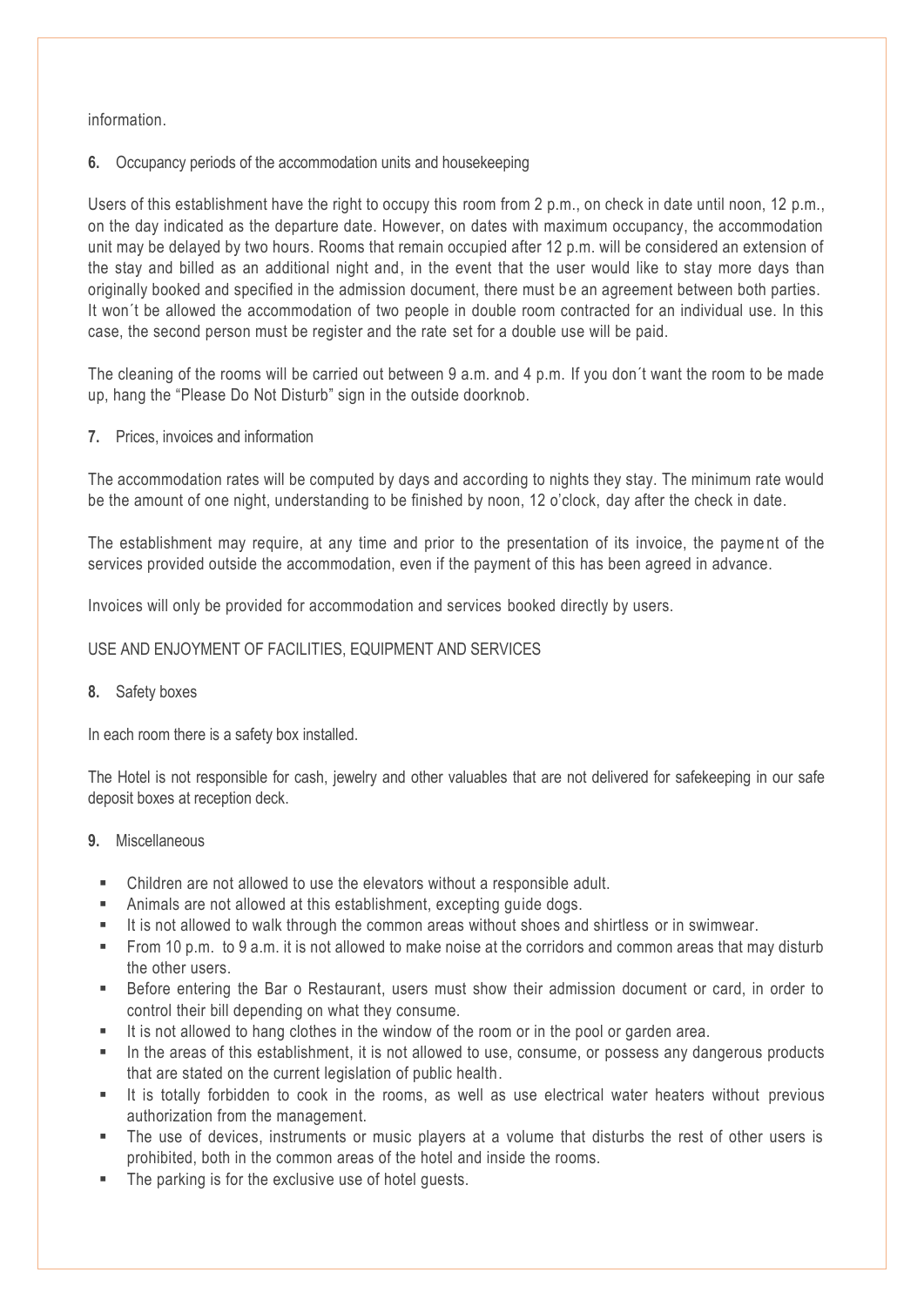information.

**6.** Occupancy periods of the accommodation units and housekeeping

Users of this establishment have the right to occupy this room from 2 p.m., on check in date until noon, 12 p.m., on the day indicated as the departure date. However, on dates with maximum occupancy, the accommodation unit may be delayed by two hours. Rooms that remain occupied after 12 p.m. will be considered an extension of the stay and billed as an additional night and, in the event that the user would like to stay more days than originally booked and specified in the admission document, there must be an agreement between both parties. It won´t be allowed the accommodation of two people in double room contracted for an individual use. In this case, the second person must be register and the rate set for a double use will be paid.

The cleaning of the rooms will be carried out between 9 a.m. and 4 p.m. If you don´t want the room to be made up, hang the "Please Do Not Disturb" sign in the outside doorknob.

**7.** Prices, invoices and information

The accommodation rates will be computed by days and according to nights they stay. The minimum rate would be the amount of one night, understanding to be finished by noon, 12 o'clock, day after the check in date.

The establishment may require, at any time and prior to the presentation of its invoice, the payment of the services provided outside the accommodation, even if the payment of this has been agreed in advance.

Invoices will only be provided for accommodation and services booked directly by users.

USE AND ENJOYMENT OF FACILITIES, EQUIPMENT AND SERVICES

**8.** Safety boxes

In each room there is a safety box installed.

The Hotel is not responsible for cash, jewelry and other valuables that are not delivered for safekeeping in our safe deposit boxes at reception deck.

**9.** Miscellaneous

- Children are not allowed to use the elevators without a responsible adult.
- Animals are not allowed at this establishment, excepting guide dogs.
- It is not allowed to walk through the common areas without shoes and shirtless or in swimwear.
- From 10 p.m. to 9 a.m. it is not allowed to make noise at the corridors and common areas that may disturb the other users.
- Before entering the Bar o Restaurant, users must show their admission document or card, in order to control their bill depending on what they consume.
- It is not allowed to hang clothes in the window of the room or in the pool or garden area.
- In the areas of this establishment, it is not allowed to use, consume, or possess any dangerous products that are stated on the current legislation of public health.
- It is totally forbidden to cook in the rooms, as well as use electrical water heaters without previous authorization from the management.
- The use of devices, instruments or music players at a volume that disturbs the rest of other users is prohibited, both in the common areas of the hotel and inside the rooms.
- The parking is for the exclusive use of hotel guests.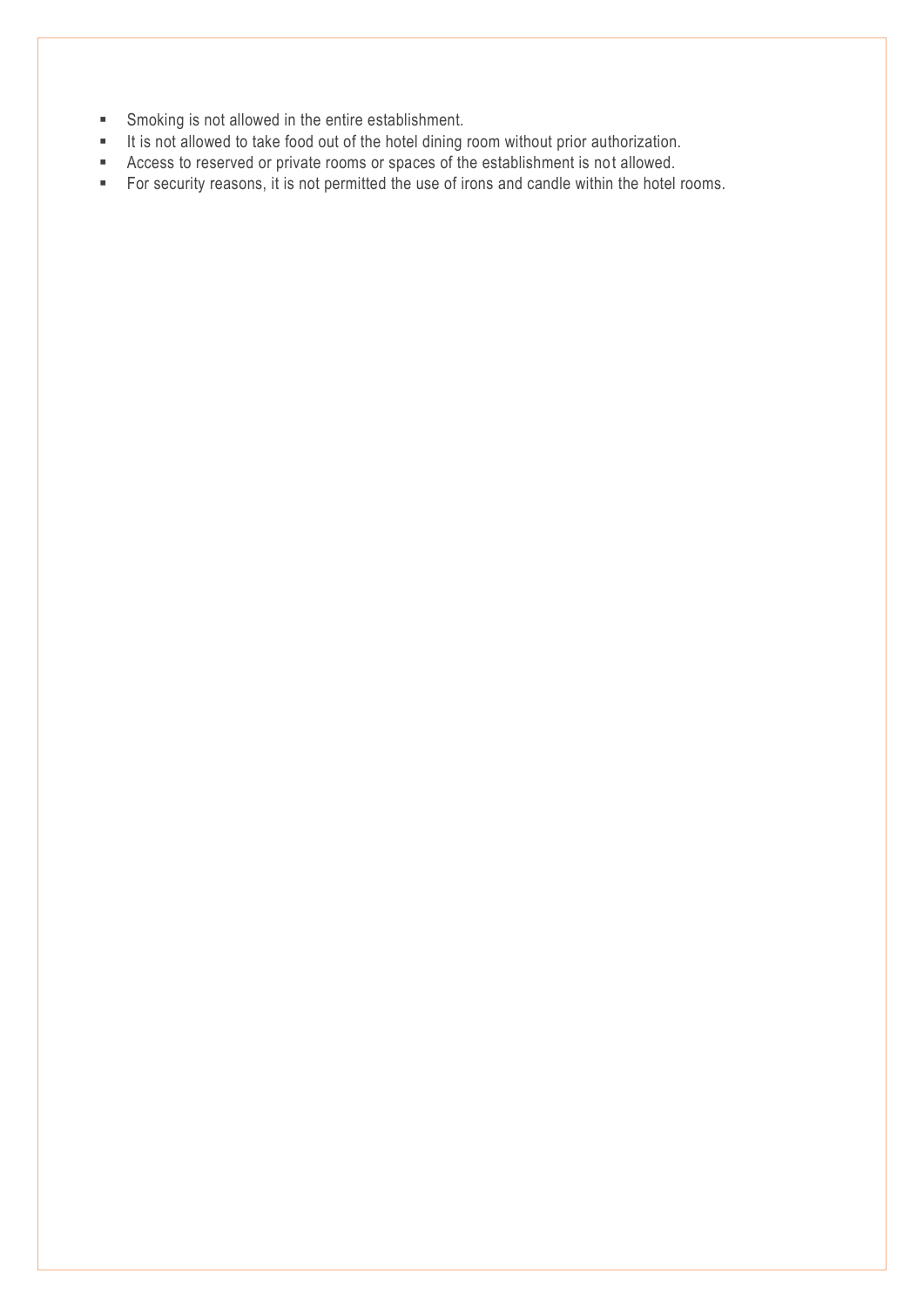- Smoking is not allowed in the entire establishment.
- It is not allowed to take food out of the hotel dining room without prior authorization.
- Access to reserved or private rooms or spaces of the establishment is not allowed.
- For security reasons, it is not permitted the use of irons and candle within the hotel rooms.